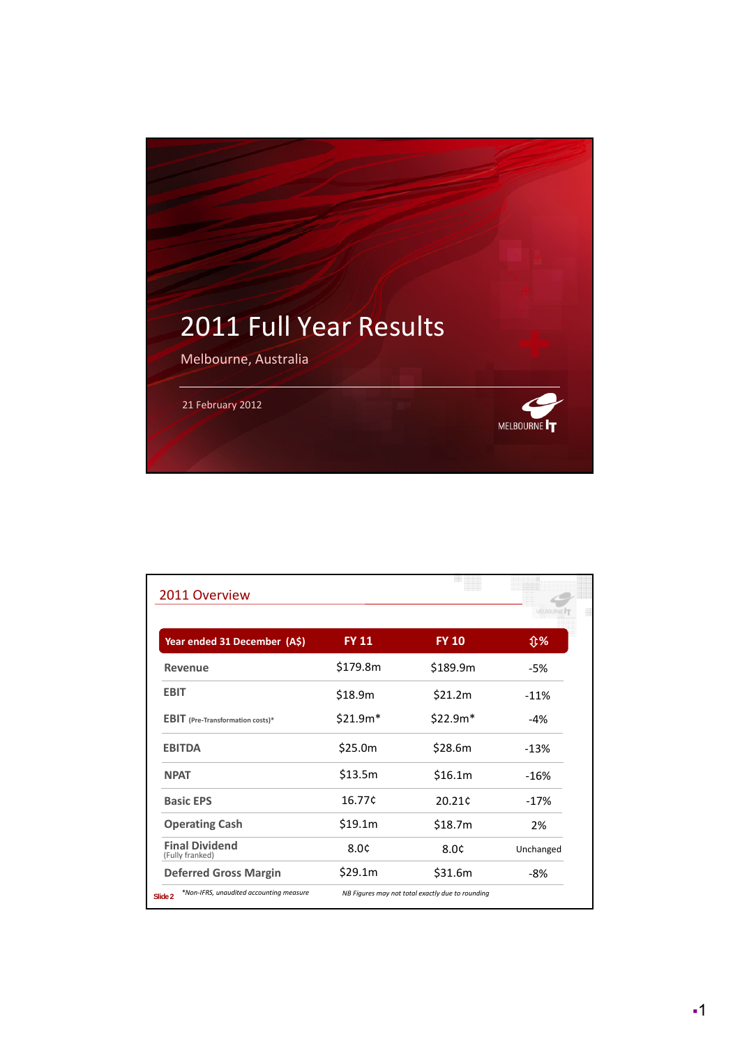# 2011 Full Year Results

Melbourne, Australia

21 February 2012

MELBOURNE IT

## 2011 Overview

| Year ended 31 December (A$) | FY 11 | FY 10 | ⇕% |
|---|---|---|---|
| **Revenue** | $179.8m | $189.9m | -5% |
| **EBIT** | $18.9m | $21.2m | -11% |
| **EBIT** (Pre-Transformation costs)* | $21.9m* | $22.9m* | -4% |
| **EBITDA** | $25.0m | $28.6m | -13% |
| **NPAT** | $13.5m | $16.1m | -16% |
| **Basic EPS** | 16.77¢ | 20.21¢ | -17% |
| **Operating Cash** | $19.1m | $18.7m | 2% |
| **Final Dividend** (Fully franked) | 8.0¢ | 8.0¢ | Unchanged |
| **Deferred Gross Margin** | $29.1m | $31.6m | -8% |

*\*Non-IFRS, unaudited accounting measure*

*NB Figures may not total exactly due to rounding*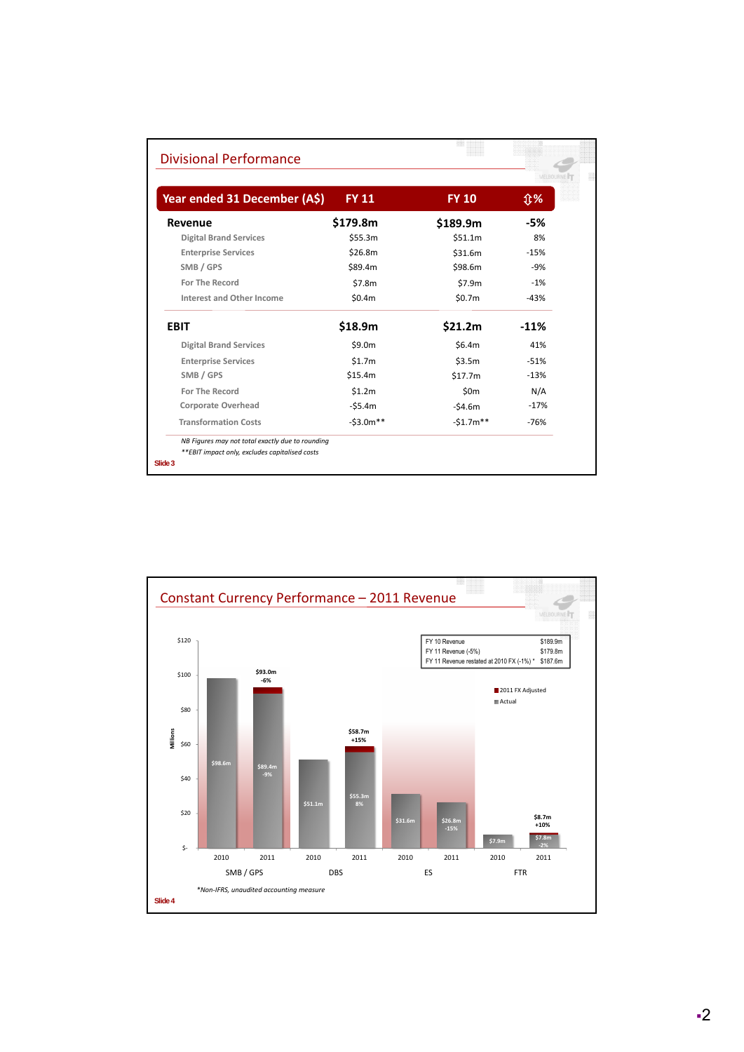## Divisional Performance

| Year ended 31 December (A$) | FY 11 | FY 10 | ⇕% |
|---|---|---|---|
| **Revenue** | **$179.8m** | **$189.9m** | **-5%** |
| Digital Brand Services | $55.3m | $51.1m | 8% |
| Enterprise Services | $26.8m | $31.6m | -15% |
| SMB / GPS | $89.4m | $98.6m | -9% |
| For The Record | $7.8m | $7.9m | -1% |
| Interest and Other Income | $0.4m | $0.7m | -43% |
| **EBIT** | **$18.9m** | **$21.2m** | **-11%** |
| Digital Brand Services | $9.0m | $6.4m | 41% |
| Enterprise Services | $1.7m | $3.5m | -51% |
| SMB / GPS | $15.4m | $17.7m | -13% |
| For The Record | $1.2m | $0m | N/A |
| Corporate Overhead | -$5.4m | -$4.6m | -17% |
| Transformation Costs | -$3.0m** | -$1.7m** | -76% |

*NB Figures may not total exactly due to rounding*

*\*\*EBIT impact only, excludes capitalised costs*

Slide 3

## Constant Currency Performance – 2011 Revenue

| | |
|---|---|
| FY 10 Revenue | $189.9m |
| FY 11 Revenue (-5%) | $179.8m |
| FY 11 Revenue restated at 2010 FX (-1%) * | $187.6m |

| Division | 2010 (Actual) | 2011 (Actual) | 2011 FX Adjusted |
|---|---|---|---|
| SMB / GPS | $98.6m | $89.4m (-9%) | $93.0m (-6%) |
| DBS | $51.1m | $55.3m (8%) | $58.7m (+15%) |
| ES | $31.6m | $26.8m (-15%) | |
| FTR | $7.9m | $7.8m (-2%) | $8.7m (+10%) |

*\*Non-IFRS, unaudited accounting measure*

Slide 4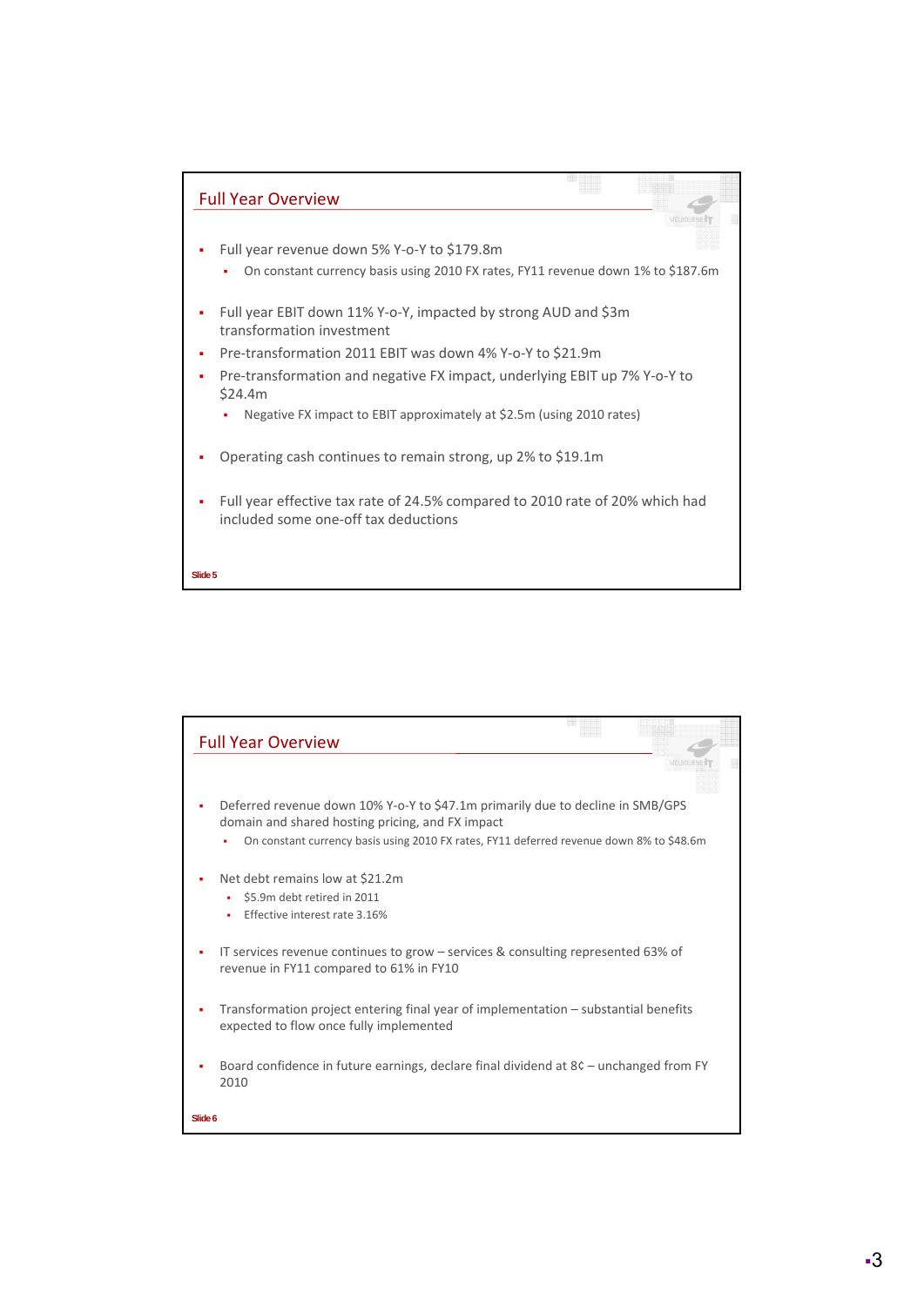## Full Year Overview

- Full year revenue down 5% Y-o-Y to $179.8m
  - On constant currency basis using 2010 FX rates, FY11 revenue down 1% to $187.6m
- Full year EBIT down 11% Y-o-Y, impacted by strong AUD and $3m transformation investment
- Pre-transformation 2011 EBIT was down 4% Y-o-Y to $21.9m
- Pre-transformation and negative FX impact, underlying EBIT up 7% Y-o-Y to $24.4m
  - Negative FX impact to EBIT approximately at $2.5m (using 2010 rates)
- Operating cash continues to remain strong, up 2% to $19.1m
- Full year effective tax rate of 24.5% compared to 2010 rate of 20% which had included some one-off tax deductions

Slide 5

## Full Year Overview

- Deferred revenue down 10% Y-o-Y to $47.1m primarily due to decline in SMB/GPS domain and shared hosting pricing, and FX impact
  - On constant currency basis using 2010 FX rates, FY11 deferred revenue down 8% to $48.6m
- Net debt remains low at $21.2m
  - $5.9m debt retired in 2011
  - Effective interest rate 3.16%
- IT services revenue continues to grow – services & consulting represented 63% of revenue in FY11 compared to 61% in FY10
- Transformation project entering final year of implementation – substantial benefits expected to flow once fully implemented
- Board confidence in future earnings, declare final dividend at 8¢ – unchanged from FY 2010

Slide 6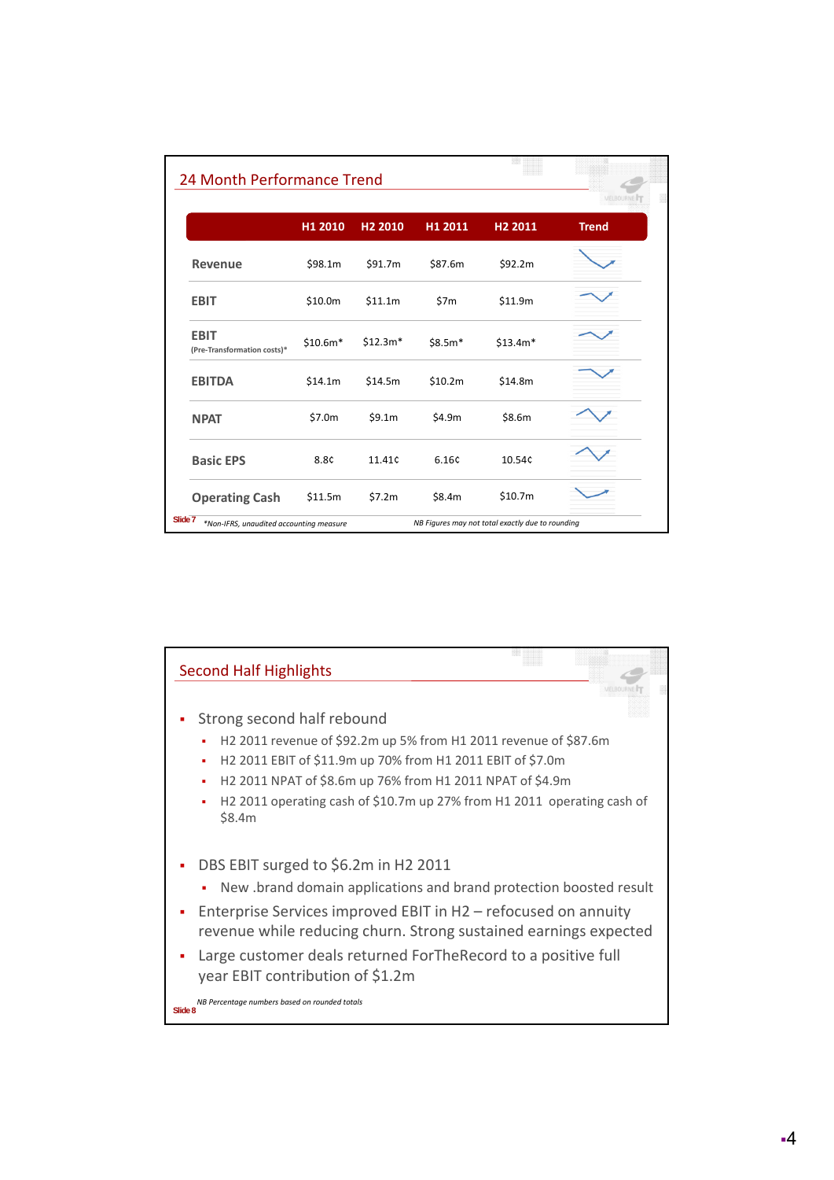## 24 Month Performance Trend

| | H1 2010 | H2 2010 | H1 2011 | H2 2011 | Trend |
|---|---|---|---|---|---|
| **Revenue** | $98.1m | $91.7m | $87.6m | $92.2m | |
| **EBIT** | $10.0m | $11.1m | $7m | $11.9m | |
| **EBIT** (Pre-Transformation costs)* | $10.6m* | $12.3m* | $8.5m* | $13.4m* | |
| **EBITDA** | $14.1m | $14.5m | $10.2m | $14.8m | |
| **NPAT** | $7.0m | $9.1m | $4.9m | $8.6m | |
| **Basic EPS** | 8.8¢ | 11.41¢ | 6.16¢ | 10.54¢ | |
| **Operating Cash** | $11.5m | $7.2m | $8.4m | $10.7m | |

*Non-IFRS, unaudited accounting measure

*NB Figures may not total exactly due to rounding*

Slide 7

## Second Half Highlights

- Strong second half rebound
  - H2 2011 revenue of $92.2m up 5% from H1 2011 revenue of $87.6m
  - H2 2011 EBIT of $11.9m up 70% from H1 2011 EBIT of $7.0m
  - H2 2011 NPAT of $8.6m up 76% from H1 2011 NPAT of $4.9m
  - H2 2011 operating cash of $10.7m up 27% from H1 2011 operating cash of $8.4m
- DBS EBIT surged to $6.2m in H2 2011
  - New .brand domain applications and brand protection boosted result
- Enterprise Services improved EBIT in H2 – refocused on annuity revenue while reducing churn. Strong sustained earnings expected
- Large customer deals returned ForTheRecord to a positive full year EBIT contribution of $1.2m

*NB Percentage numbers based on rounded totals*

Slide 8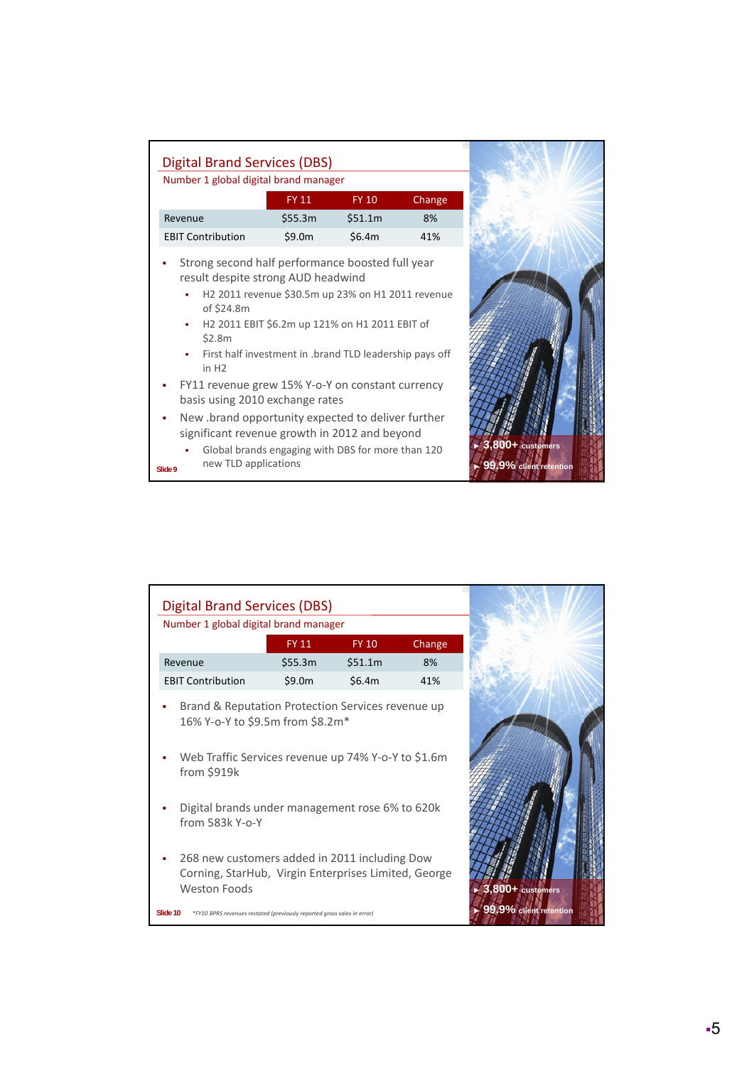## Digital Brand Services (DBS)

Number 1 global digital brand manager

| | FY 11 | FY 10 | Change |
|---|---|---|---|
| Revenue | $55.3m | $51.1m | 8% |
| EBIT Contribution | $9.0m | $6.4m | 41% |

- Strong second half performance boosted full year result despite strong AUD headwind
  - H2 2011 revenue $30.5m up 23% on H1 2011 revenue of $24.8m
  - H2 2011 EBIT $6.2m up 121% on H1 2011 EBIT of $2.8m
  - First half investment in .brand TLD leadership pays off in H2
- FY11 revenue grew 15% Y-o-Y on constant currency basis using 2010 exchange rates
- New .brand opportunity expected to deliver further significant revenue growth in 2012 and beyond
  - Global brands engaging with DBS for more than 120 new TLD applications

- 3,800+ customers
- 99.9% client retention

Slide 9

## Digital Brand Services (DBS)

Number 1 global digital brand manager

| | FY 11 | FY 10 | Change |
|---|---|---|---|
| Revenue | $55.3m | $51.1m | 8% |
| EBIT Contribution | $9.0m | $6.4m | 41% |

- Brand & Reputation Protection Services revenue up 16% Y-o-Y to $9.5m from $8.2m*
- Web Traffic Services revenue up 74% Y-o-Y to $1.6m from $919k
- Digital brands under management rose 6% to 620k from 583k Y-o-Y
- 268 new customers added in 2011 including Dow Corning, StarHub, Virgin Enterprises Limited, George Weston Foods

- 3,800+ customers
- 99.9% client retention

Slide 10

*FY10 BPRS revenues restated (previously reported gross sales in error)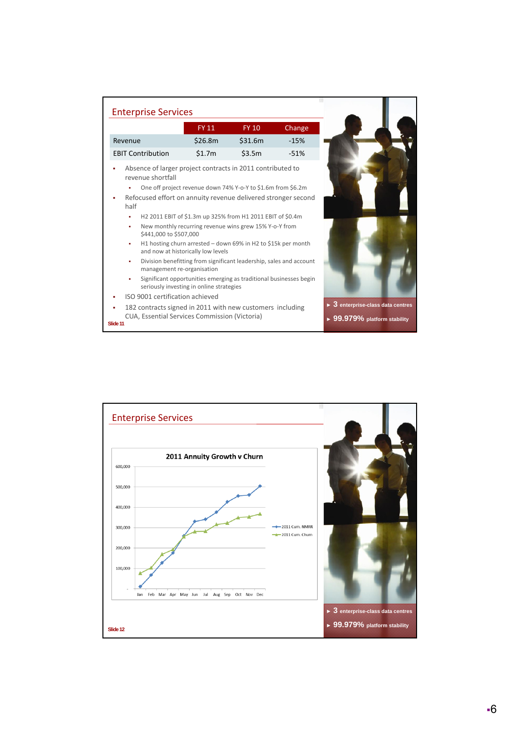## Enterprise Services

| | FY 11 | FY 10 | Change |
|---|---|---|---|
| Revenue | $26.8m | $31.6m | -15% |
| EBIT Contribution | $1.7m | $3.5m | -51% |

- Absence of larger project contracts in 2011 contributed to revenue shortfall
  - One off project revenue down 74% Y-o-Y to $1.6m from $6.2m
- Refocused effort on annuity revenue delivered stronger second half
  - H2 2011 EBIT of $1.3m up 325% from H1 2011 EBIT of $0.4m
  - New monthly recurring revenue wins grew 15% Y-o-Y from $441,000 to $507,000
  - H1 hosting churn arrested – down 69% in H2 to $15k per month and now at historically low levels
  - Division benefitting from significant leadership, sales and account management re-organisation
  - Significant opportunities emerging as traditional businesses begin seriously investing in online strategies
- ISO 9001 certification achieved
- 182 contracts signed in 2011 with new customers including CUA, Essential Services Commission (Victoria)

► 3 enterprise-class data centres

► 99.979% platform stability

Slide 11

## Enterprise Services

**2011 Annuity Growth v Churn**

(Chart: 2011 Cum. NMRR and 2011 Cum. Churn, Jan–Dec, y-axis 0 to 600,000)

► 3 enterprise-class data centres

► 99.979% platform stability

Slide 12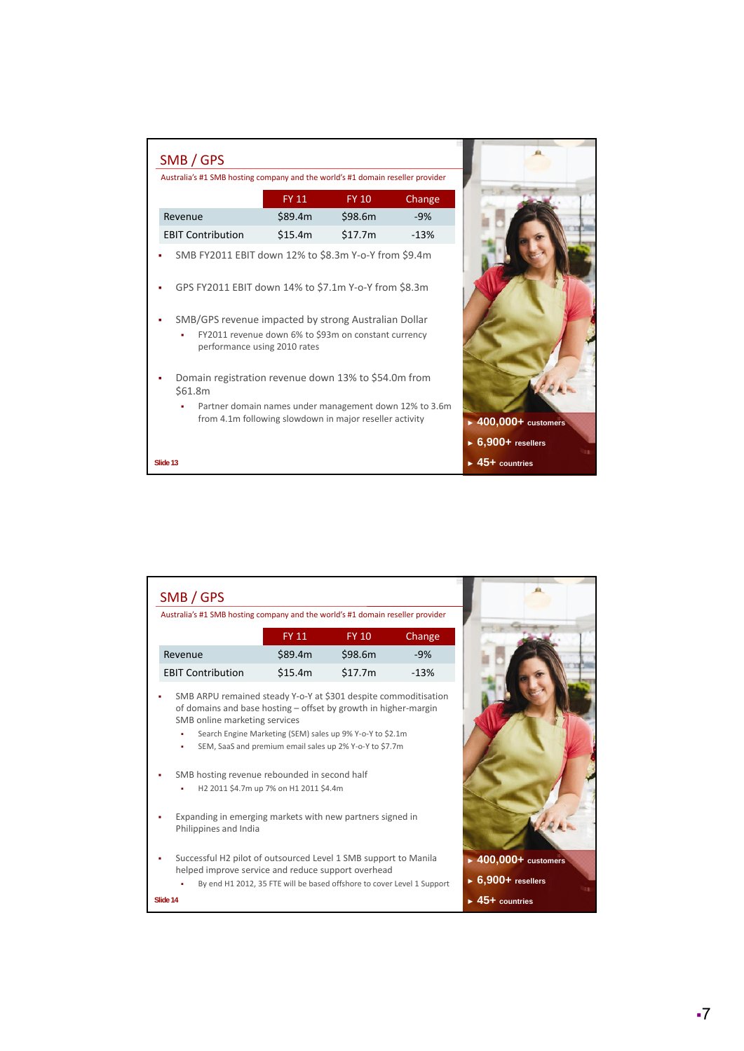## SMB / GPS

Australia's #1 SMB hosting company and the world's #1 domain reseller provider

| | FY 11 | FY 10 | Change |
|---|---|---|---|
| Revenue | $89.4m | $98.6m | -9% |
| EBIT Contribution | $15.4m | $17.7m | -13% |

- SMB FY2011 EBIT down 12% to $8.3m Y-o-Y from $9.4m
- GPS FY2011 EBIT down 14% to $7.1m Y-o-Y from $8.3m
- SMB/GPS revenue impacted by strong Australian Dollar
  - FY2011 revenue down 6% to $93m on constant currency performance using 2010 rates
- Domain registration revenue down 13% to $54.0m from $61.8m
  - Partner domain names under management down 12% to 3.6m from 4.1m following slowdown in major reseller activity

- 400,000+ customers
- 6,900+ resellers
- 45+ countries

Slide 13

## SMB / GPS

Australia's #1 SMB hosting company and the world's #1 domain reseller provider

| | FY 11 | FY 10 | Change |
|---|---|---|---|
| Revenue | $89.4m | $98.6m | -9% |
| EBIT Contribution | $15.4m | $17.7m | -13% |

- SMB ARPU remained steady Y-o-Y at $301 despite commoditisation of domains and base hosting – offset by growth in higher-margin SMB online marketing services
  - Search Engine Marketing (SEM) sales up 9% Y-o-Y to $2.1m
  - SEM, SaaS and premium email sales up 2% Y-o-Y to $7.7m
- SMB hosting revenue rebounded in second half
  - H2 2011 $4.7m up 7% on H1 2011 $4.4m
- Expanding in emerging markets with new partners signed in Philippines and India
- Successful H2 pilot of outsourced Level 1 SMB support to Manila helped improve service and reduce support overhead
  - By end H1 2012, 35 FTE will be based offshore to cover Level 1 Support

- 400,000+ customers
- 6,900+ resellers
- 45+ countries

Slide 14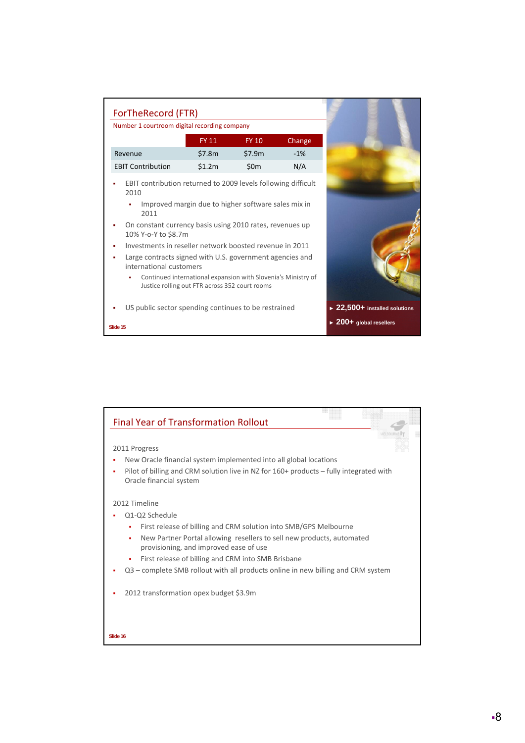## ForTheRecord (FTR)

Number 1 courtroom digital recording company

| | FY 11 | FY 10 | Change |
|---|---|---|---|
| Revenue | $7.8m | $7.9m | -1% |
| EBIT Contribution | $1.2m | $0m | N/A |

- EBIT contribution returned to 2009 levels following difficult 2010
  - Improved margin due to higher software sales mix in 2011
- On constant currency basis using 2010 rates, revenues up 10% Y-o-Y to $8.7m
- Investments in reseller network boosted revenue in 2011
- Large contracts signed with U.S. government agencies and international customers
  - Continued international expansion with Slovenia's Ministry of Justice rolling out FTR across 352 court rooms
- US public sector spending continues to be restrained

- **22,500+** installed solutions
- **200+** global resellers

Slide 15

## Final Year of Transformation Rollout

2011 Progress

- New Oracle financial system implemented into all global locations
- Pilot of billing and CRM solution live in NZ for 160+ products – fully integrated with Oracle financial system

2012 Timeline

- Q1-Q2 Schedule
  - First release of billing and CRM solution into SMB/GPS Melbourne
  - New Partner Portal allowing resellers to sell new products, automated provisioning, and improved ease of use
  - First release of billing and CRM into SMB Brisbane
- Q3 – complete SMB rollout with all products online in new billing and CRM system

- 2012 transformation opex budget $3.9m

Slide 16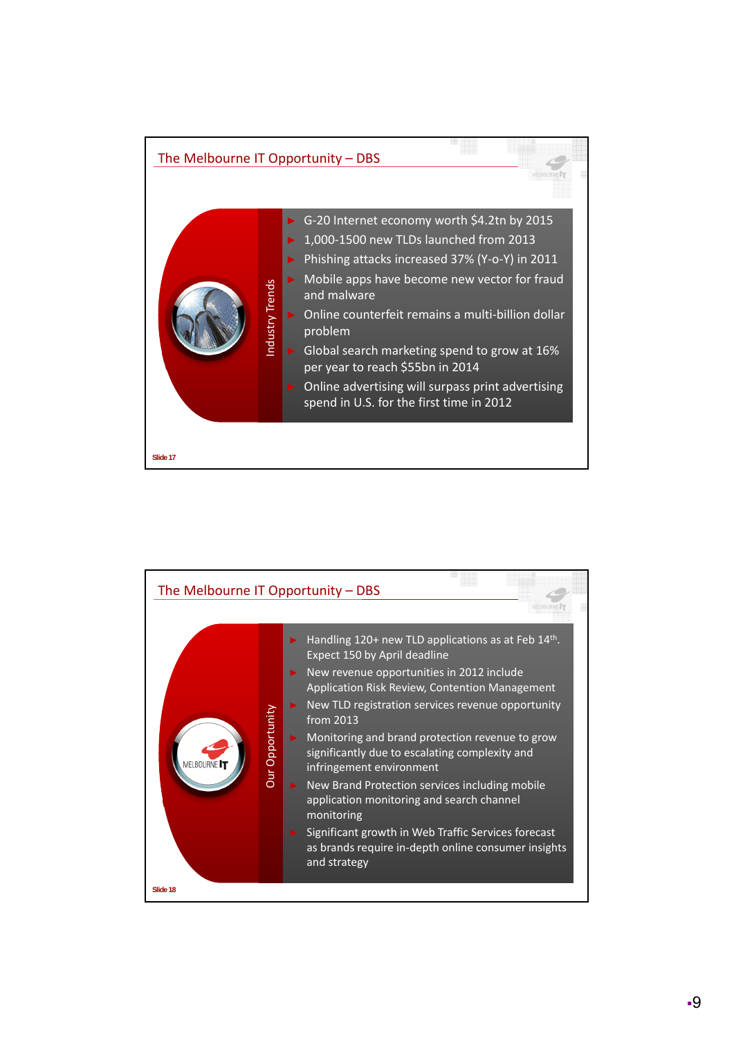## The Melbourne IT Opportunity – DBS

**Industry Trends**

- G-20 Internet economy worth $4.2tn by 2015
- 1,000-1500 new TLDs launched from 2013
- Phishing attacks increased 37% (Y-o-Y) in 2011
- Mobile apps have become new vector for fraud and malware
- Online counterfeit remains a multi-billion dollar problem
- Global search marketing spend to grow at 16% per year to reach $55bn in 2014
- Online advertising will surpass print advertising spend in U.S. for the first time in 2012

Slide 17

## The Melbourne IT Opportunity – DBS

**Our Opportunity**

- Handling 120+ new TLD applications as at Feb 14th. Expect 150 by April deadline
- New revenue opportunities in 2012 include Application Risk Review, Contention Management
- New TLD registration services revenue opportunity from 2013
- Monitoring and brand protection revenue to grow significantly due to escalating complexity and infringement environment
- New Brand Protection services including mobile application monitoring and search channel monitoring
- Significant growth in Web Traffic Services forecast as brands require in-depth online consumer insights and strategy

Slide 18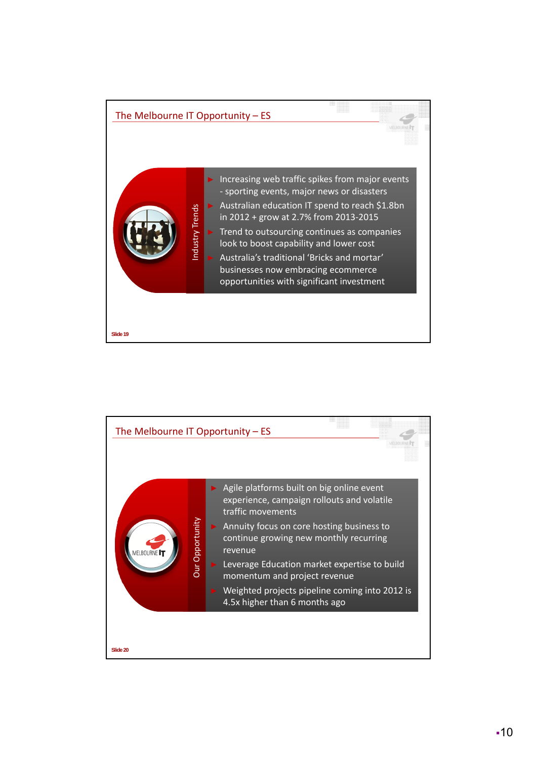## The Melbourne IT Opportunity – ES

**Industry Trends**

- Increasing web traffic spikes from major events - sporting events, major news or disasters
- Australian education IT spend to reach $1.8bn in 2012 + grow at 2.7% from 2013-2015
- Trend to outsourcing continues as companies look to boost capability and lower cost
- Australia's traditional 'Bricks and mortar' businesses now embracing ecommerce opportunities with significant investment

Slide 19

## The Melbourne IT Opportunity – ES

**Our Opportunity**

- Agile platforms built on big online event experience, campaign rollouts and volatile traffic movements
- Annuity focus on core hosting business to continue growing new monthly recurring revenue
- Leverage Education market expertise to build momentum and project revenue
- Weighted projects pipeline coming into 2012 is 4.5x higher than 6 months ago

Slide 20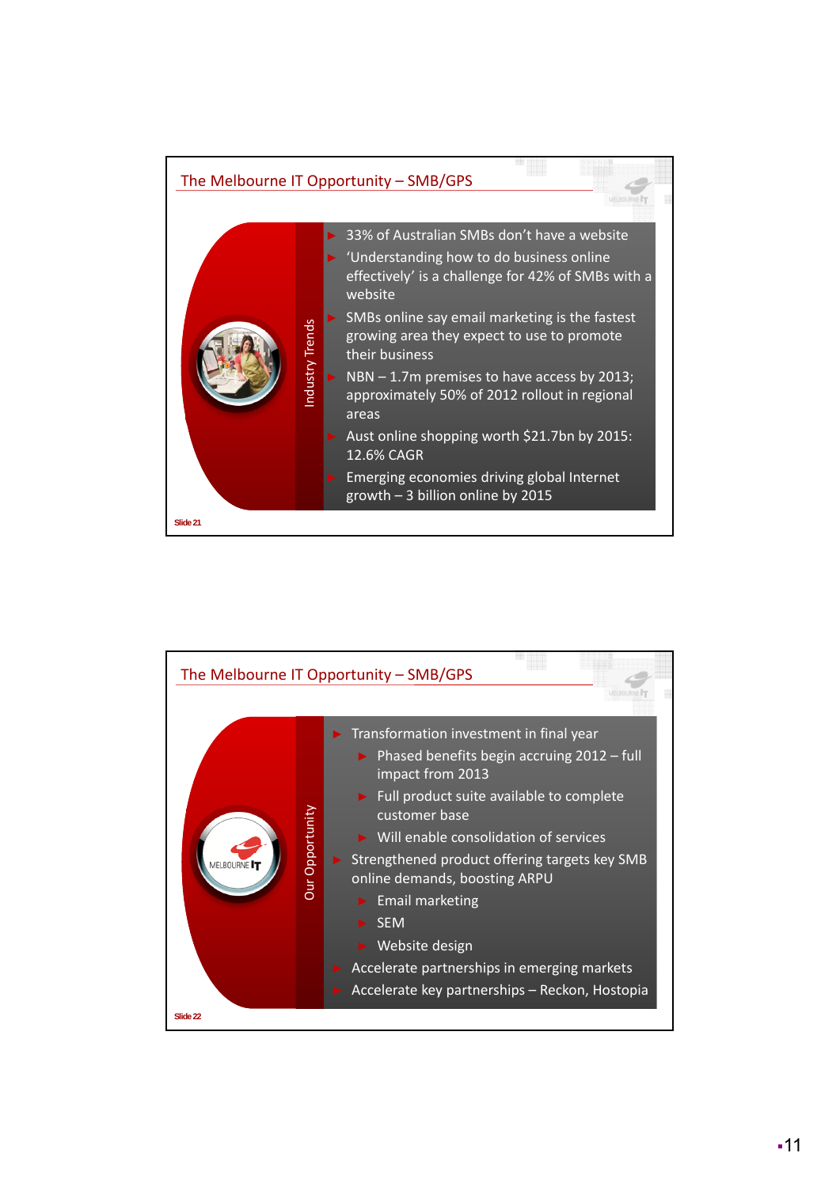## The Melbourne IT Opportunity – SMB/GPS

**Industry Trends**

- 33% of Australian SMBs don't have a website
- 'Understanding how to do business online effectively' is a challenge for 42% of SMBs with a website
- SMBs online say email marketing is the fastest growing area they expect to use to promote their business
- NBN – 1.7m premises to have access by 2013; approximately 50% of 2012 rollout in regional areas
- Aust online shopping worth $21.7bn by 2015: 12.6% CAGR
- Emerging economies driving global Internet growth – 3 billion online by 2015

Slide 21

## The Melbourne IT Opportunity – SMB/GPS

**Our Opportunity**

- Transformation investment in final year
  - Phased benefits begin accruing 2012 – full impact from 2013
  - Full product suite available to complete customer base
  - Will enable consolidation of services
- Strengthened product offering targets key SMB online demands, boosting ARPU
  - Email marketing
  - SEM
  - Website design
- Accelerate partnerships in emerging markets
- Accelerate key partnerships – Reckon, Hostopia

Slide 22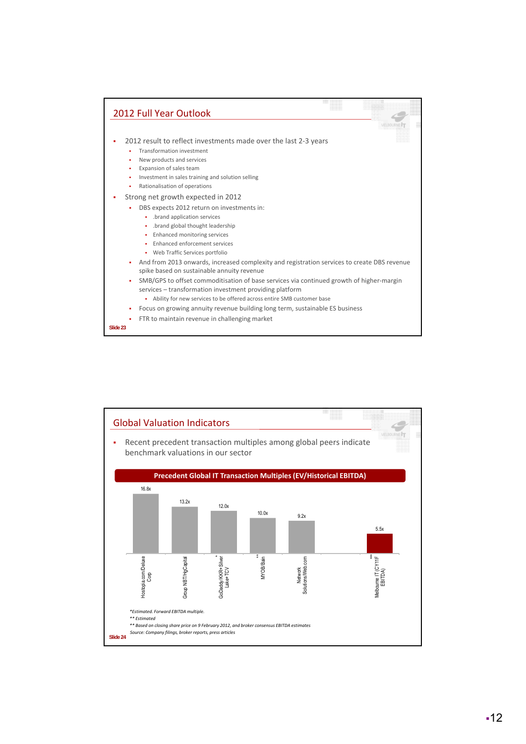## 2012 Full Year Outlook

- 2012 result to reflect investments made over the last 2-3 years
  - Transformation investment
  - New products and services
  - Expansion of sales team
  - Investment in sales training and solution selling
  - Rationalisation of operations
- Strong net growth expected in 2012
  - DBS expects 2012 return on investments in:
    - .brand application services
    - .brand global thought leadership
    - Enhanced monitoring services
    - Enhanced enforcement services
    - Web Traffic Services portfolio
  - And from 2013 onwards, increased complexity and registration services to create DBS revenue spike based on sustainable annuity revenue
  - SMB/GPS to offset commoditisation of base services via continued growth of higher-margin services – transformation investment providing platform
    - Ability for new services to be offered across entire SMB customer base
  - Focus on growing annuity revenue building long term, sustainable ES business
  - FTR to maintain revenue in challenging market

Slide 23

## Global Valuation Indicators

- Recent precedent transaction multiples among global peers indicate benchmark valuations in our sector

**Precedent Global IT Transaction Multiples (EV/Historical EBITDA)**

| Transaction | Multiple |
|---|---|
| Hostopia.com/Deluxe Corp | 16.8x |
| Group NBT/HgCapital | 13.2x |
| GoDaddy/KKR+Silver Lake+TCV * | 12.0x |
| MYOB/Bain ** | 10.0x |
| Network Solutions/Web.com | 9.2x |
| Melbourne IT (CY11F EBITDA) *** | 5.5x |

*\*Estimated. Forward EBITDA multiple.*
*\*\* Estimated*
*\*\* Based on closing share price on 9 February 2012, and broker consensus EBITDA estimates*
*Source: Company filings, broker reports, press articles*

Slide 24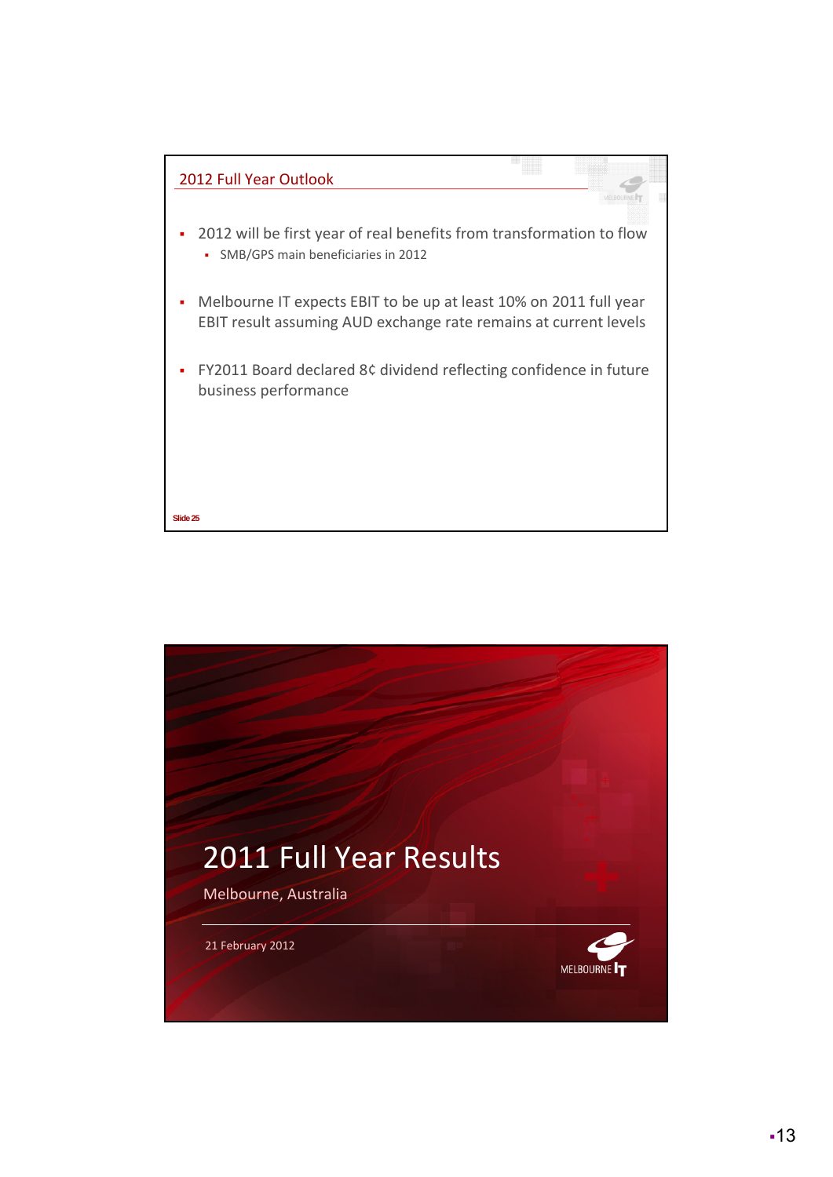## 2012 Full Year Outlook

- 2012 will be first year of real benefits from transformation to flow
  - SMB/GPS main beneficiaries in 2012
- Melbourne IT expects EBIT to be up at least 10% on 2011 full year EBIT result assuming AUD exchange rate remains at current levels
- FY2011 Board declared 8¢ dividend reflecting confidence in future business performance

Slide 25

# 2011 Full Year Results

Melbourne, Australia

21 February 2012

MELBOURNE IT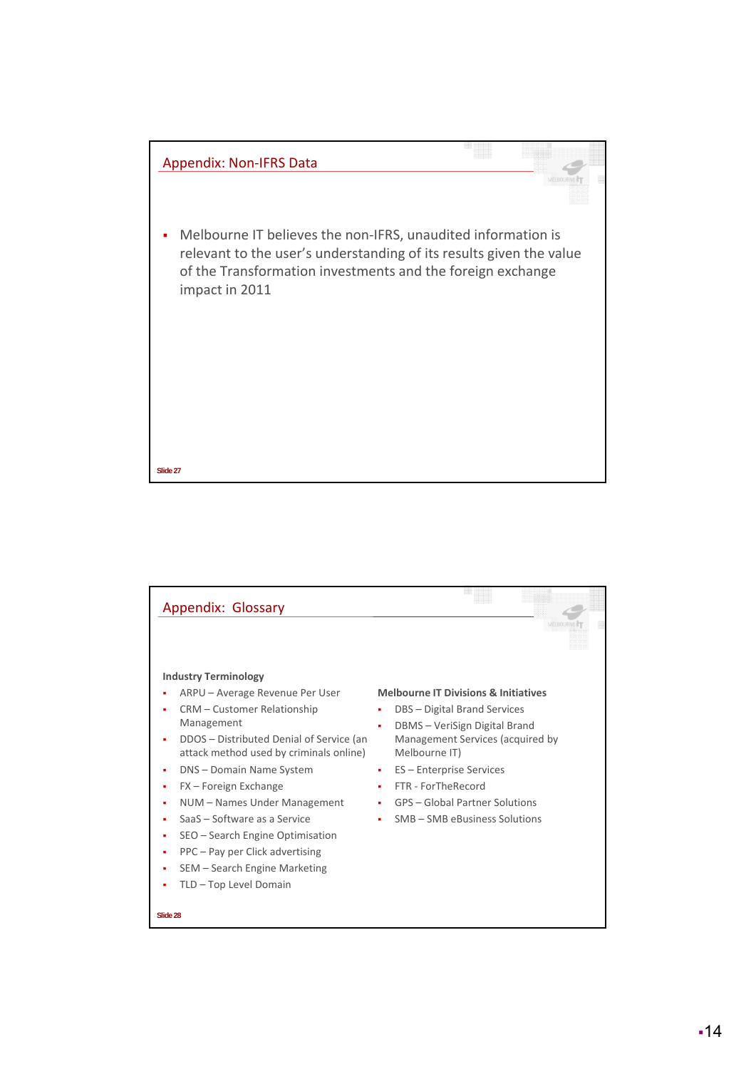## Appendix: Non-IFRS Data

- Melbourne IT believes the non-IFRS, unaudited information is relevant to the user's understanding of its results given the value of the Transformation investments and the foreign exchange impact in 2011

Slide 27

## Appendix: Glossary

**Industry Terminology**

- ARPU – Average Revenue Per User
- CRM – Customer Relationship Management
- DDOS – Distributed Denial of Service (an attack method used by criminals online)
- DNS – Domain Name System
- FX – Foreign Exchange
- NUM – Names Under Management
- SaaS – Software as a Service
- SEO – Search Engine Optimisation
- PPC – Pay per Click advertising
- SEM – Search Engine Marketing
- TLD – Top Level Domain

**Melbourne IT Divisions & Initiatives**

- DBS – Digital Brand Services
- DBMS – VeriSign Digital Brand Management Services (acquired by Melbourne IT)
- ES – Enterprise Services
- FTR - ForTheRecord
- GPS – Global Partner Solutions
- SMB – SMB eBusiness Solutions

Slide 28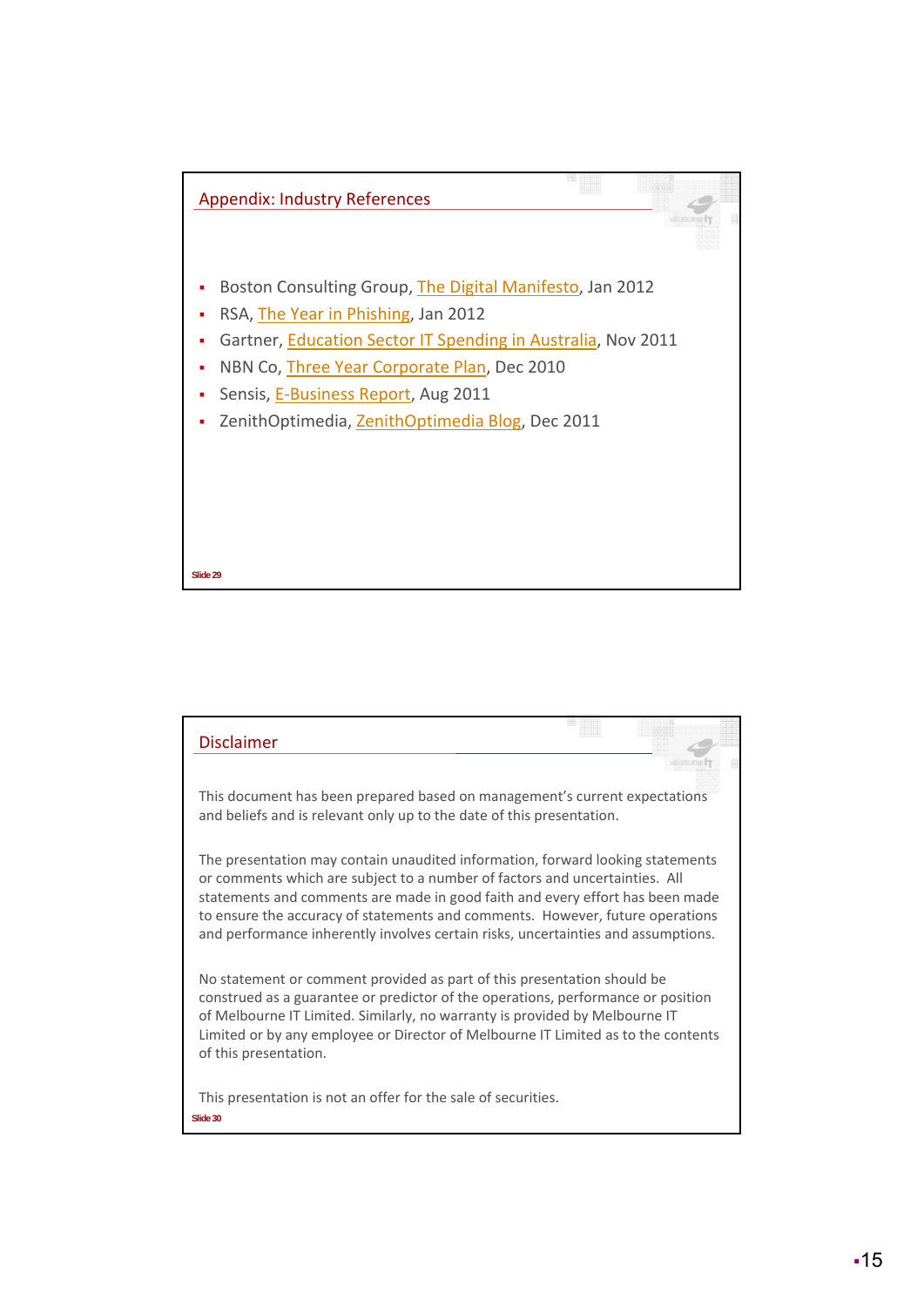## Appendix: Industry References

- Boston Consulting Group, The Digital Manifesto, Jan 2012
- RSA, The Year in Phishing, Jan 2012
- Gartner, Education Sector IT Spending in Australia, Nov 2011
- NBN Co, Three Year Corporate Plan, Dec 2010
- Sensis, E-Business Report, Aug 2011
- ZenithOptimedia, ZenithOptimedia Blog, Dec 2011

Slide 29

## Disclaimer

This document has been prepared based on management's current expectations and beliefs and is relevant only up to the date of this presentation.

The presentation may contain unaudited information, forward looking statements or comments which are subject to a number of factors and uncertainties. All statements and comments are made in good faith and every effort has been made to ensure the accuracy of statements and comments. However, future operations and performance inherently involves certain risks, uncertainties and assumptions.

No statement or comment provided as part of this presentation should be construed as a guarantee or predictor of the operations, performance or position of Melbourne IT Limited. Similarly, no warranty is provided by Melbourne IT Limited or by any employee or Director of Melbourne IT Limited as to the contents of this presentation.

This presentation is not an offer for the sale of securities.

Slide 30